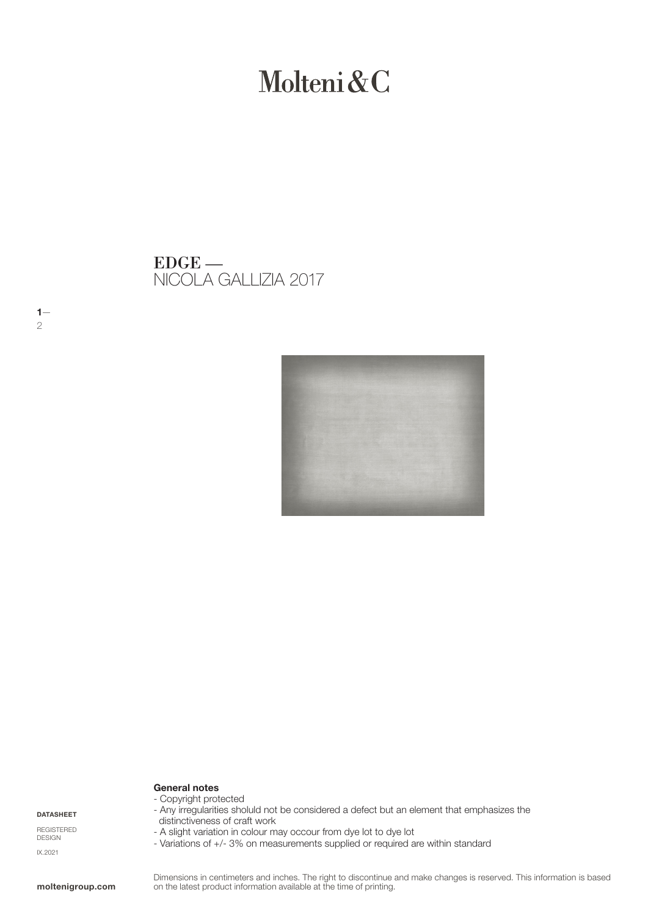# Molteni&C

## EDGE —
NICOLA GALLIZIA 2017

**General notes**
- Copyright protected
- Any irregularities sholuld not be considered a defect but an element that emphasizes the distinctiveness of craft work
- A slight variation in colour may occour from dye lot to dye lot
- Variations of +/- 3% on measurements supplied or required are within standard

**DATASHEET**

REGISTERED DESIGN

IX.2021

Dimensions in centimeters and inches. The right to discontinue and make changes is reserved. This information is based on the latest product information available at the time of printing.

**moltenigroup.com**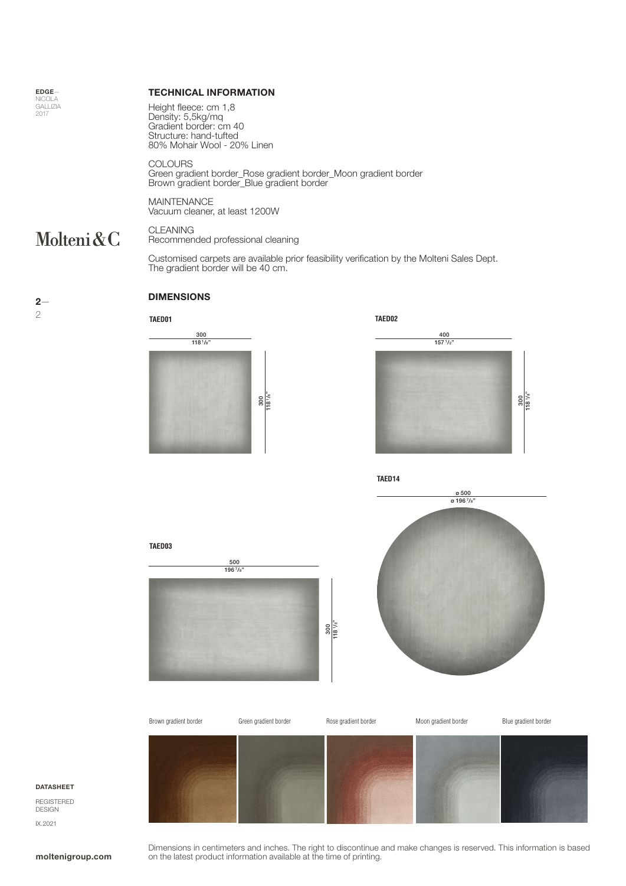EDGE— NICOLA GALLIZIA 2017

## TECHNICAL INFORMATION

Height fleece: cm 1,8
Density: 5,5kg/mq
Gradient border: cm 40
Structure: hand-tufted
80% Mohair Wool - 20% Linen

COLOURS
Green gradient border_Rose gradient border_Moon gradient border
Brown gradient border_Blue gradient border

MAINTENANCE
Vacuum cleaner, at least 1200W

CLEANING
Recommended professional cleaning

Customised carpets are available prior feasibility verification by the Molteni Sales Dept.
The gradient border will be 40 cm.

## DIMENSIONS

**TAED01**

300
118 1/8"

300
118 1/8"

**TAED02**

400
157 1/2"

300
118 1/8"

**TAED14**

ø 500
ø 196 7/8"

**TAED03**

500
196 7/8"

300
118 1/8"

Brown gradient border

Green gradient border

Rose gradient border

Moon gradient border

Blue gradient border

DATASHEET

REGISTERED DESIGN

IX.2021

Dimensions in centimeters and inches. The right to discontinue and make changes is reserved. This information is based on the latest product information available at the time of printing.